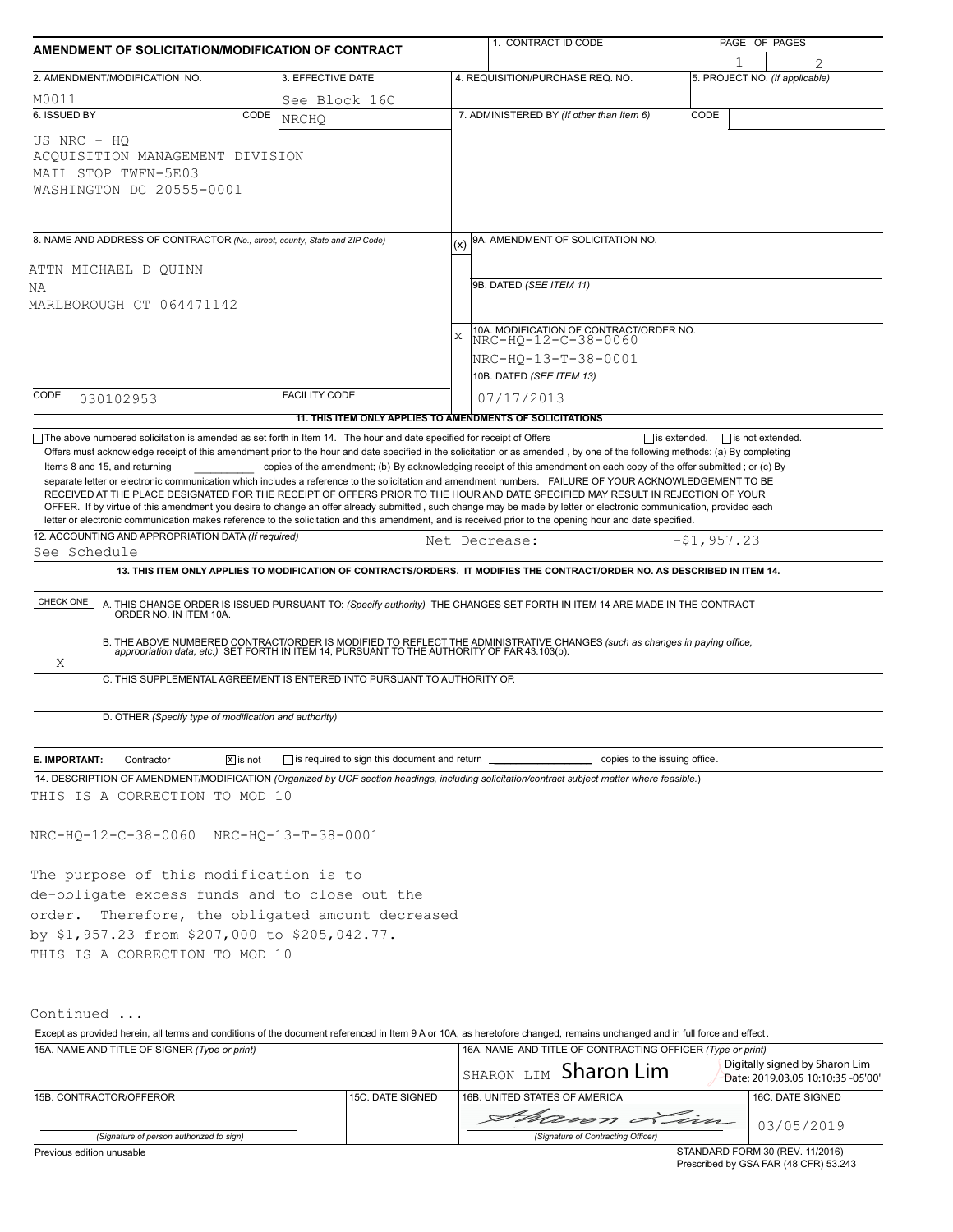# AMENDMENT OF SOLICITATION/MODIFICATION OF CONTRACT

| 1. CONTRACT ID CODE | PAGE OF PAGES |
|---|---|
| | 1 / 2 |

| 2. AMENDMENT/MODIFICATION NO. | 3. EFFECTIVE DATE | 4. REQUISITION/PURCHASE REQ. NO. | 5. PROJECT NO. (If applicable) |
|---|---|---|---|
| M0011 | See Block 16C | | |

**6. ISSUED BY** CODE NRCHQ

US NRC - HQ
ACQUISITION MANAGEMENT DIVISION
MAIL STOP TWFN-5E03
WASHINGTON DC 20555-0001

**7. ADMINISTERED BY** (If other than Item 6) CODE

**8. NAME AND ADDRESS OF CONTRACTOR** (No., street, county, State and ZIP Code)

ATTN MICHAEL D QUINN
NA
MARLBOROUGH CT 064471142

(x) 9A. AMENDMENT OF SOLICITATION NO.

9B. DATED (SEE ITEM 11)

X 10A. MODIFICATION OF CONTRACT/ORDER NO.
NRC-HQ-12-C-38-0060
NRC-HQ-13-T-38-0001

10B. DATED (SEE ITEM 13)
07/17/2013

CODE 030102953 FACILITY CODE

**11. THIS ITEM ONLY APPLIES TO AMENDMENTS OF SOLICITATIONS**

☐ The above numbered solicitation is amended as set forth in Item 14. The hour and date specified for receipt of Offers ☐ is extended, ☐ is not extended.
Offers must acknowledge receipt of this amendment prior to the hour and date specified in the solicitation or as amended , by one of the following methods: (a) By completing Items 8 and 15, and returning __________ copies of the amendment; (b) By acknowledging receipt of this amendment on each copy of the offer submitted ; or (c) By separate letter or electronic communication which includes a reference to the solicitation and amendment numbers. FAILURE OF YOUR ACKNOWLEDGEMENT TO BE RECEIVED AT THE PLACE DESIGNATED FOR THE RECEIPT OF OFFERS PRIOR TO THE HOUR AND DATE SPECIFIED MAY RESULT IN REJECTION OF YOUR OFFER. If by virtue of this amendment you desire to change an offer already submitted , such change may be made by letter or electronic communication, provided each letter or electronic communication makes reference to the solicitation and this amendment, and is received prior to the opening hour and date specified.

**12. ACCOUNTING AND APPROPRIATION DATA** (If required)
See Schedule Net Decrease: -$1,957.23

**13. THIS ITEM ONLY APPLIES TO MODIFICATION OF CONTRACTS/ORDERS. IT MODIFIES THE CONTRACT/ORDER NO. AS DESCRIBED IN ITEM 14.**

| CHECK ONE | |
|---|---|
| | A. THIS CHANGE ORDER IS ISSUED PURSUANT TO: (Specify authority) THE CHANGES SET FORTH IN ITEM 14 ARE MADE IN THE CONTRACT ORDER NO. IN ITEM 10A. |
| X | B. THE ABOVE NUMBERED CONTRACT/ORDER IS MODIFIED TO REFLECT THE ADMINISTRATIVE CHANGES (such as changes in paying office, appropriation data, etc.) SET FORTH IN ITEM 14, PURSUANT TO THE AUTHORITY OF FAR 43.103(b). |
| | C. THIS SUPPLEMENTAL AGREEMENT IS ENTERED INTO PURSUANT TO AUTHORITY OF: |
| | D. OTHER (Specify type of modification and authority) |

**E. IMPORTANT:** Contractor ☒ is not ☐ is required to sign this document and return __________ copies to the issuing office.

**14. DESCRIPTION OF AMENDMENT/MODIFICATION** (Organized by UCF section headings, including solicitation/contract subject matter where feasible.)

THIS IS A CORRECTION TO MOD 10

NRC-HQ-12-C-38-0060 NRC-HQ-13-T-38-0001

The purpose of this modification is to de-obligate excess funds and to close out the order. Therefore, the obligated amount decreased by $1,957.23 from $207,000 to $205,042.77.
THIS IS A CORRECTION TO MOD 10

Continued ...

Except as provided herein, all terms and conditions of the document referenced in Item 9 A or 10A, as heretofore changed, remains unchanged and in full force and effect.

| 15A. NAME AND TITLE OF SIGNER (Type or print) | | 16A. NAME AND TITLE OF CONTRACTING OFFICER (Type or print) | |
|---|---|---|---|
| | | SHARON LIM Sharon Lim | Digitally signed by Sharon Lim Date: 2019.03.05 10:10:35 -05'00' |
| 15B. CONTRACTOR/OFFEROR | 15C. DATE SIGNED | 16B. UNITED STATES OF AMERICA | 16C. DATE SIGNED |
| (Signature of person authorized to sign) | | Sharon Lim (Signature of Contracting Officer) | 03/05/2019 |

Previous edition unusable

STANDARD FORM 30 (REV. 11/2016)
Prescribed by GSA FAR (48 CFR) 53.243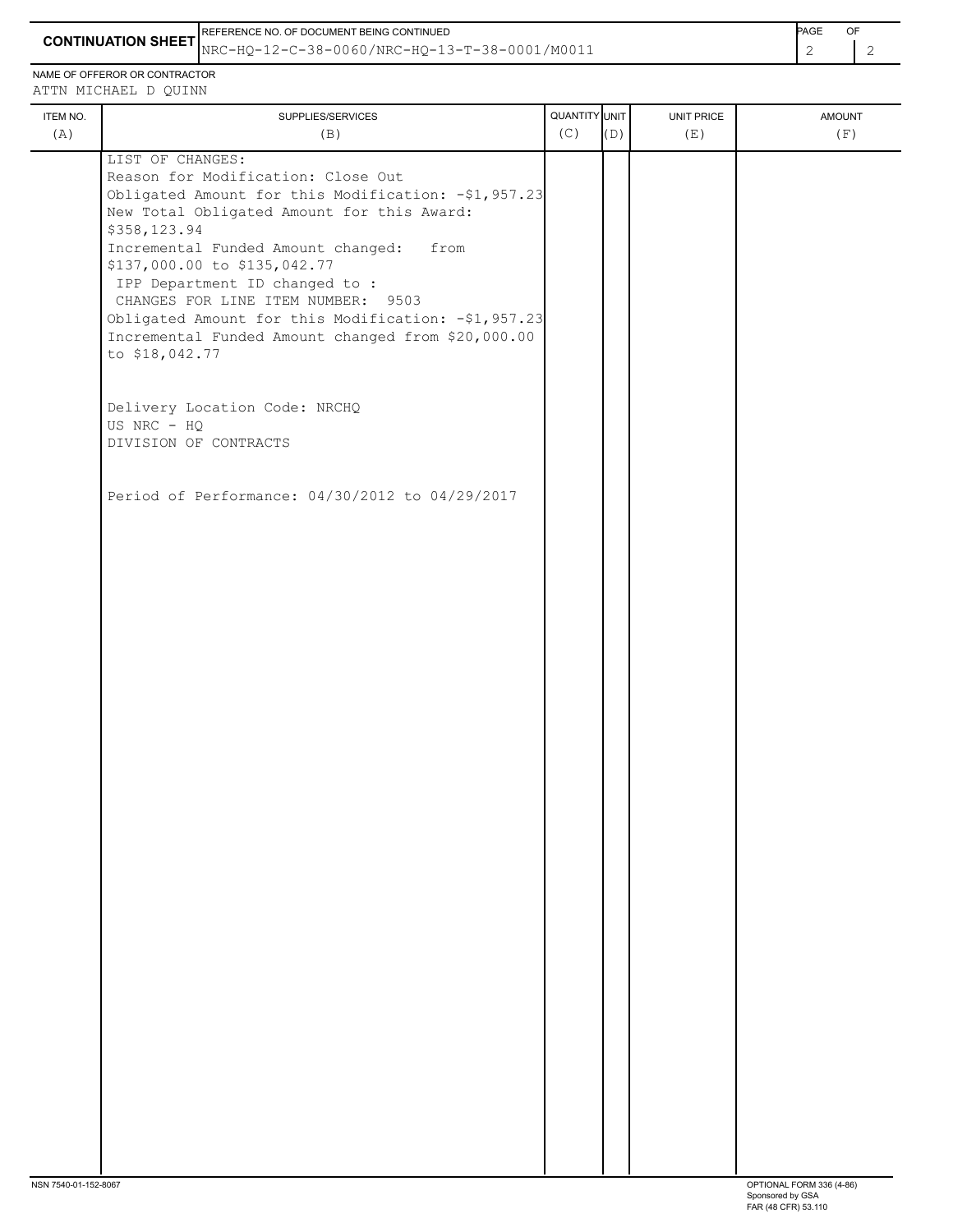**CONTINUATION SHEET**

REFERENCE NO. OF DOCUMENT BEING CONTINUED: NRC-HQ-12-C-38-0060/NRC-HQ-13-T-38-0001/M0011

NAME OF OFFEROR OR CONTRACTOR: ATTN MICHAEL D QUINN

| ITEM NO. (A) | SUPPLIES/SERVICES (B) | QUANTITY (C) | UNIT (D) | UNIT PRICE (E) | AMOUNT (F) |
|---|---|---|---|---|---|
| | LIST OF CHANGES:<br>Reason for Modification: Close Out<br>Obligated Amount for this Modification: -$1,957.23<br>New Total Obligated Amount for this Award: $358,123.94<br>Incremental Funded Amount changed: from $137,000.00 to $135,042.77<br>IPP Department ID changed to :<br>CHANGES FOR LINE ITEM NUMBER: 9503<br>Obligated Amount for this Modification: -$1,957.23<br>Incremental Funded Amount changed from $20,000.00 to $18,042.77<br><br>Delivery Location Code: NRCHQ<br>US NRC - HQ<br>DIVISION OF CONTRACTS<br><br>Period of Performance: 04/30/2012 to 04/29/2017 | | | | |

NSN 7540-01-152-8067

OPTIONAL FORM 336 (4-86)
Sponsored by GSA
FAR (48 CFR) 53.110